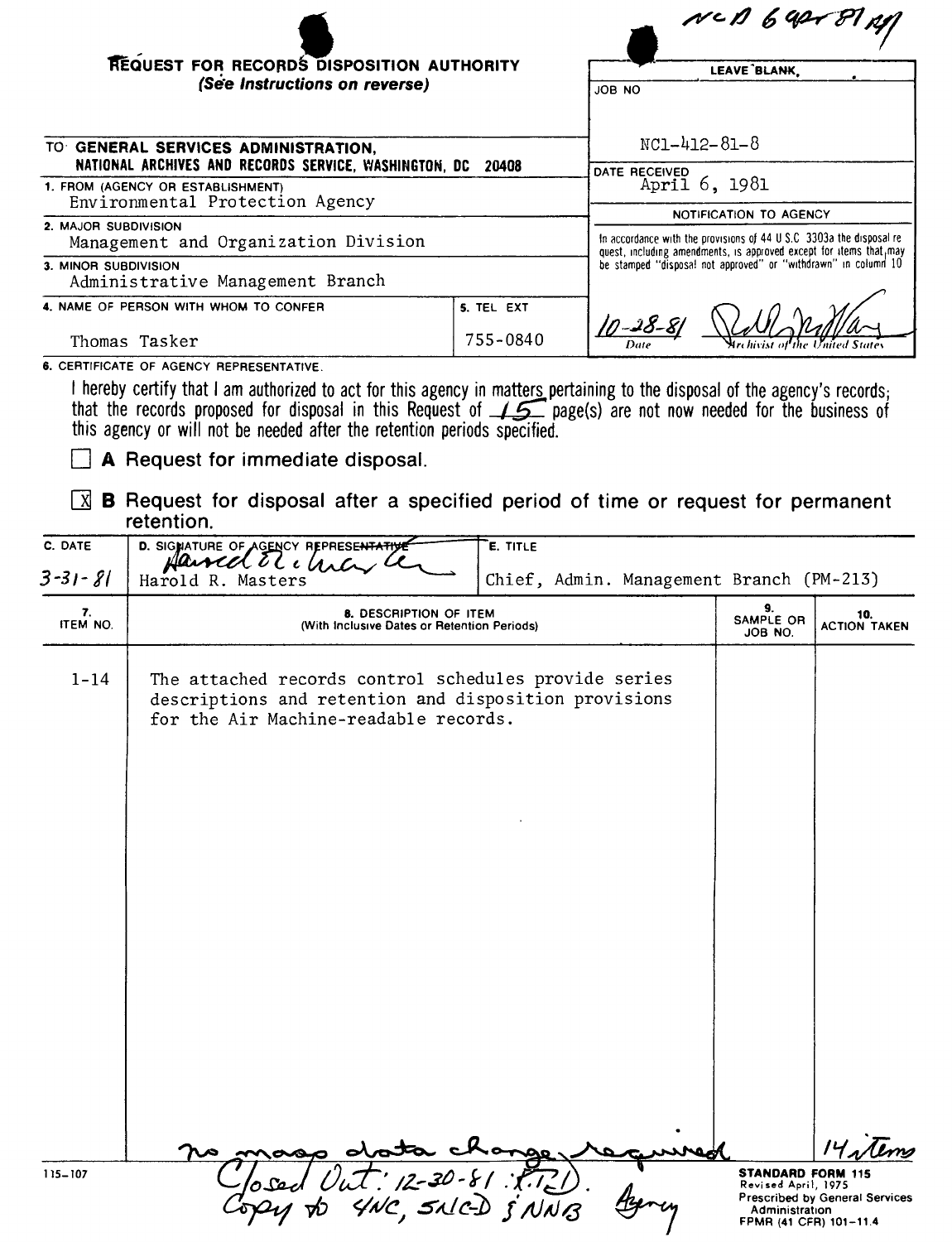NCD 6 Apr 81 AJ

# REQUEST FOR RECORDS DISPOSITION AUTHORITY

*(See Instructions on reverse)*

| LEAVE BLANK |
|---|
| JOB NO: NC1-412-81-8 |
| DATE RECEIVED: April 6, 1981 |
| NOTIFICATION TO AGENCY |
| In accordance with the provisions of 44 U.S.C 3303a the disposal request, including amendments, is approved except for items that may be stamped "disposal not approved" or "withdrawn" in column 10 |
| 10-28-81 (Date) — [signature] Archivist of the United States |

TO: **GENERAL SERVICES ADMINISTRATION, NATIONAL ARCHIVES AND RECORDS SERVICE, WASHINGTON, DC 20408**

1. FROM (AGENCY OR ESTABLISHMENT): Environmental Protection Agency
2. MAJOR SUBDIVISION: Management and Organization Division
3. MINOR SUBDIVISION: Administrative Management Branch
4. NAME OF PERSON WITH WHOM TO CONFER: Thomas Tasker
5. TEL EXT: 755-0840

6. CERTIFICATE OF AGENCY REPRESENTATIVE.

I hereby certify that I am authorized to act for this agency in matters pertaining to the disposal of the agency's records; that the records proposed for disposal in this Request of 15 page(s) are not now needed for the business of this agency or will not be needed after the retention periods specified.

- [ ] **A** Request for immediate disposal.
- [x] **B** Request for disposal after a specified period of time or request for permanent retention.

| C. DATE | D. SIGNATURE OF AGENCY REPRESENTATIVE | E. TITLE |
|---|---|---|
| 3-31-81 | [signature] Harold R. Masters | Chief, Admin. Management Branch (PM-213) |

| 7. ITEM NO. | 8. DESCRIPTION OF ITEM (With Inclusive Dates or Retention Periods) | 9. SAMPLE OR JOB NO. | 10. ACTION TAKEN |
|---|---|---|---|
| 1-14 | The attached records control schedules provide series descriptions and retention and disposition provisions for the Air Machine-readable records. | | |

no mass data change required — 14 items

Closed Out: 12-30-81 :X.T.D.

Copy to 4NC, 5NCD & NNB Agency

115-107

**STANDARD FORM 115**
Revised April, 1975
Prescribed by General Services Administration
FPMR (41 CFR) 101-11.4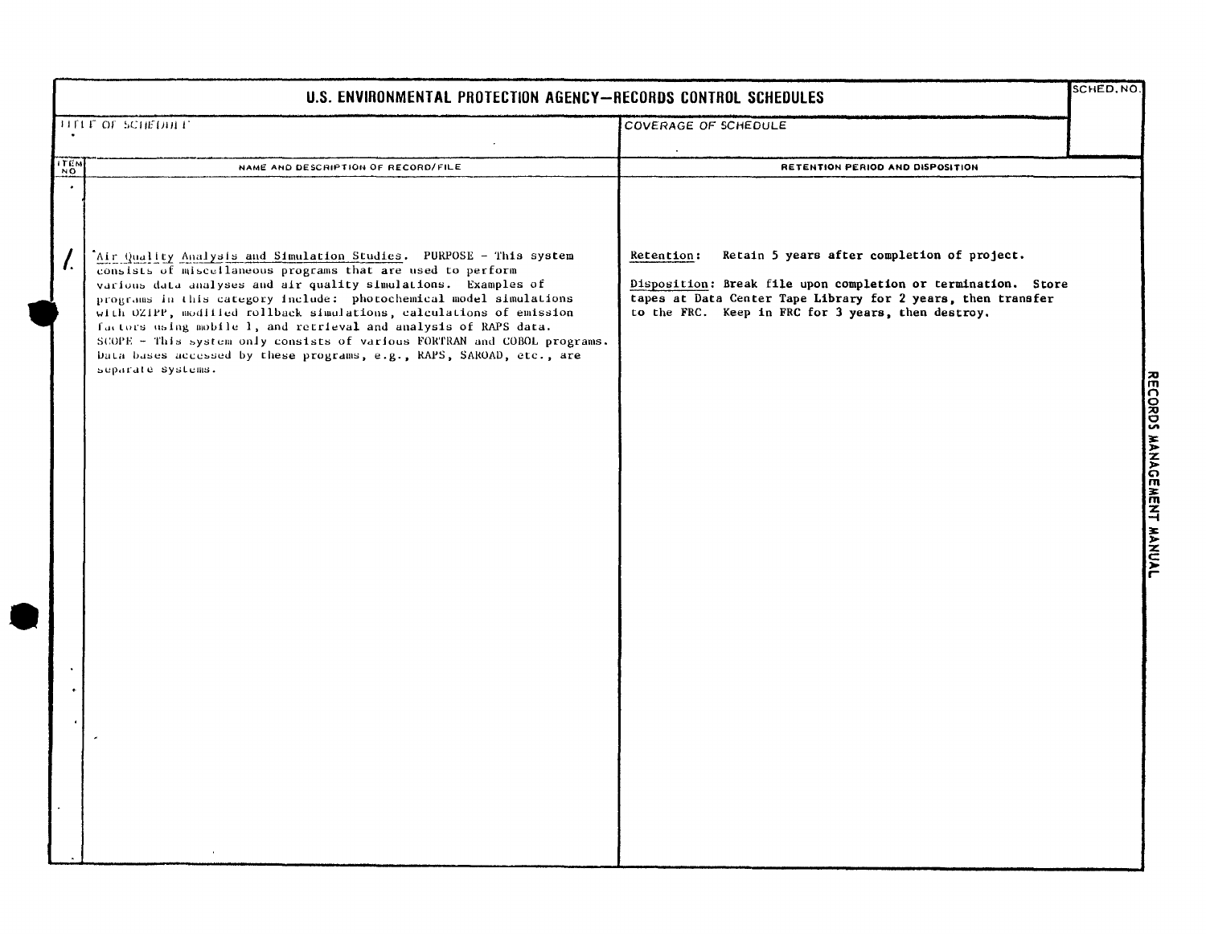# U.S. ENVIRONMENTAL PROTECTION AGENCY—RECORDS CONTROL SCHEDULES

| TITLE OF SCHEDULE | COVERAGE OF SCHEDULE | SCHED. NO. |
|---|---|---|
| | | |

| ITEM NO. | NAME AND DESCRIPTION OF RECORD/FILE | RETENTION PERIOD AND DISPOSITION |
|---|---|---|
| 1. | Air Quality Analysis and Simulation Studies. PURPOSE - This system consists of miscellaneous programs that are used to perform various data analyses and air quality simulations. Examples of programs in this category include: photochemical model simulations with OZIPP, modified rollback simulations, calculations of emission factors using mobile 1, and retrieval and analysis of RAPS data. SCOPE - This system only consists of various FORTRAN and COBOL programs. Data bases accessed by these programs, e.g., RAPS, SAROAD, etc., are separate systems. | Retention: Retain 5 years after completion of project.<br><br>Disposition: Break file upon completion or termination. Store tapes at Data Center Tape Library for 2 years, then transfer to the FRC. Keep in FRC for 3 years, then destroy. |

RECORDS MANAGEMENT MANUAL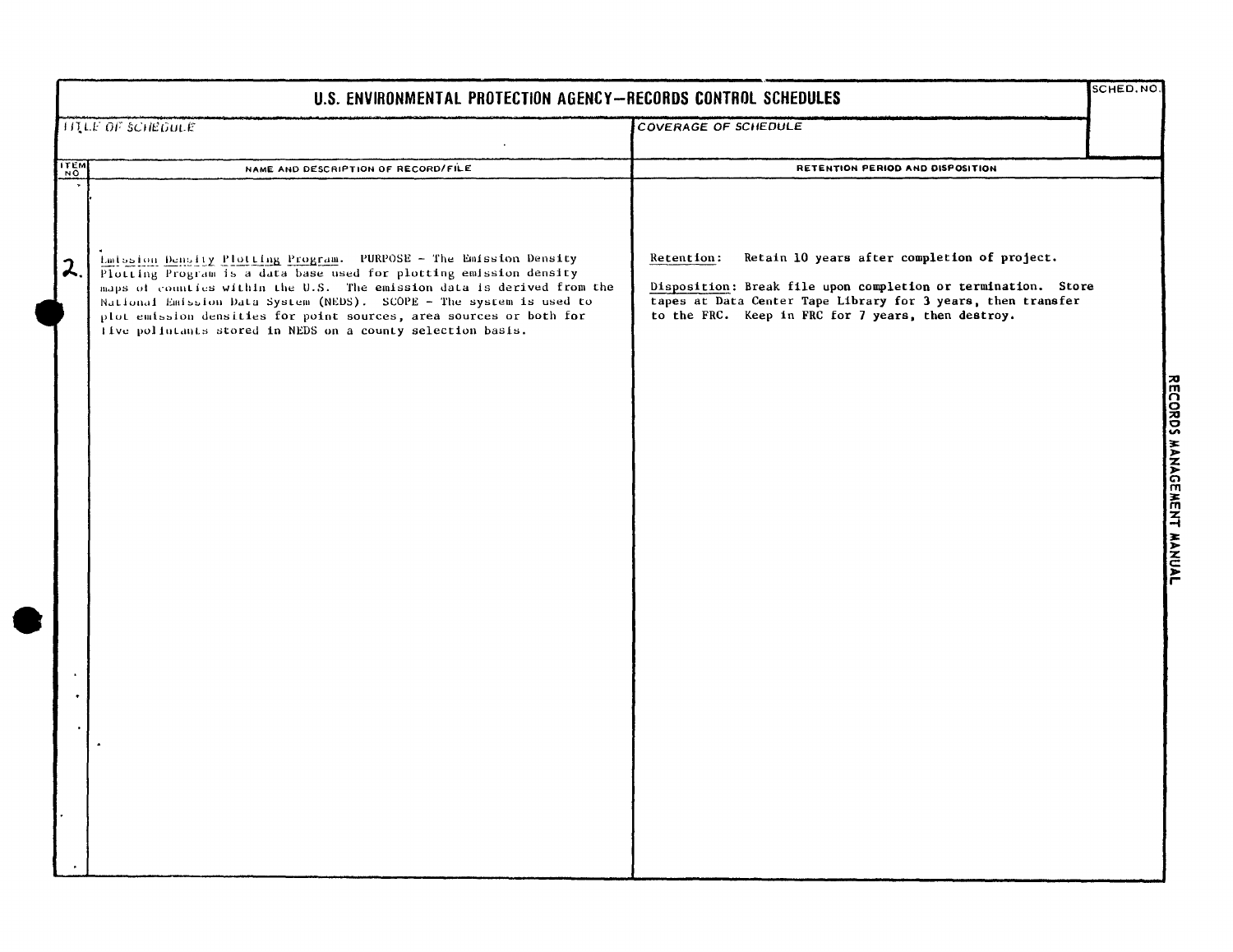# U.S. ENVIRONMENTAL PROTECTION AGENCY—RECORDS CONTROL SCHEDULES

| SCHED. NO. |
| --- |
| |

| TITLE OF SCHEDULE | COVERAGE OF SCHEDULE |
| --- | --- |
| | |

| ITEM NO. | NAME AND DESCRIPTION OF RECORD/FILE | RETENTION PERIOD AND DISPOSITION |
| --- | --- | --- |
| 2. | Emission Density Plotting Program. PURPOSE – The Emission Density Plotting Program is a data base used for plotting emission density maps of counties within the U.S. The emission data is derived from the National Emission Data System (NEDS). SCOPE – The system is used to plot emission densities for point sources, area sources or both for five pollutants stored in NEDS on a county selection basis. | Retention: Retain 10 years after completion of project.<br><br>Disposition: Break file upon completion or termination. Store tapes at Data Center Tape Library for 3 years, then transfer to the FRC. Keep in FRC for 7 years, then destroy. |

RECORDS MANAGEMENT MANUAL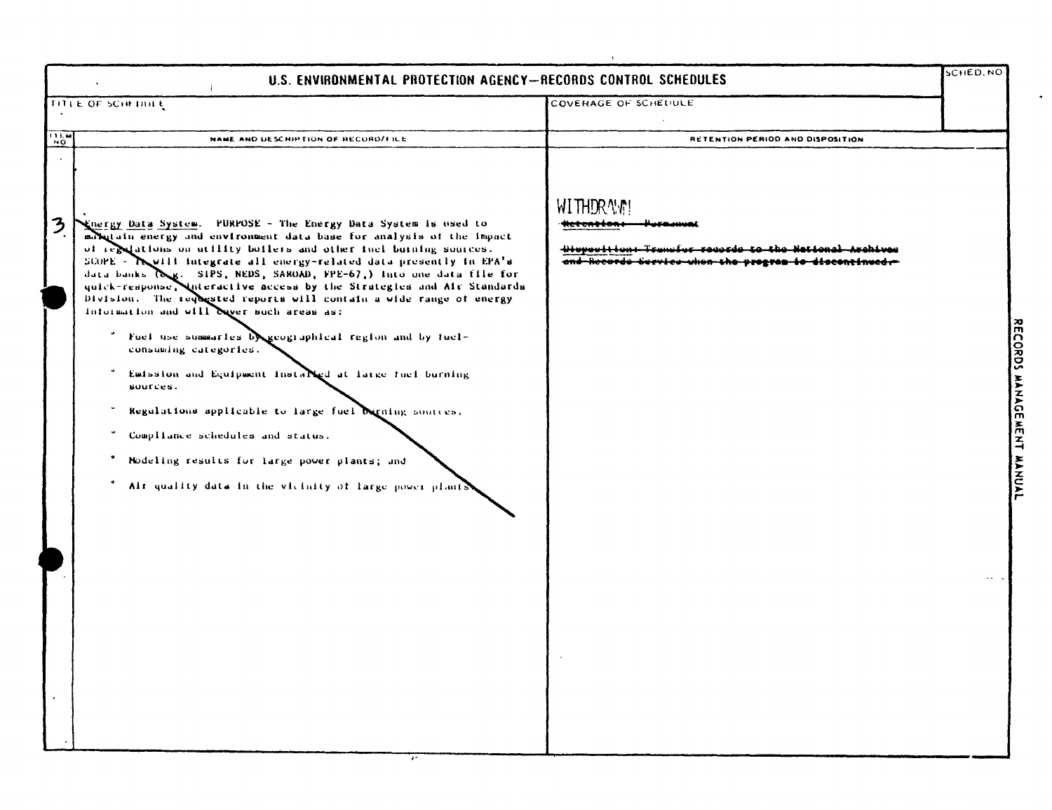# U.S. ENVIRONMENTAL PROTECTION AGENCY—RECORDS CONTROL SCHEDULES

| TITLE OF SCHEDULE | COVERAGE OF SCHEDULE | SCHED. NO |
|---|---|---|
| | | |

| ITEM NO | NAME AND DESCRIPTION OF RECORD/FILE | RETENTION PERIOD AND DISPOSITION |
|---|---|---|
| 3 | Energy Data System. PURPOSE - The Energy Data System is used to maintain energy and environment data base for analysis of the impact of regulations on utility boilers and other fuel burning sources. SCOPE - It will integrate all energy-related data presently in EPA's data banks (e.g. SIPS, NEDS, SAROAD, FPE-67,) into one data file for quick-response, interactive access by the Strategies and Air Standards Division. The requested reports will contain a wide range of energy information and will cover such areas as:<br><br>• Fuel use summaries by geographical region and by fuel-consuming categories.<br>• Emission and Equipment installed at large fuel burning sources.<br>• Regulations applicable to large fuel burning sources.<br>• Compliance schedules and status.<br>• Modeling results for large power plants; and<br>• Air quality data in the vicinity of large power plants. | WITHDRAWN<br><br>~~Retention: Permanent~~<br><br>~~Disposition: Transfer records to the National Archives and Records Service when the program is discontinued.~~ |

RECORDS MANAGEMENT MANUAL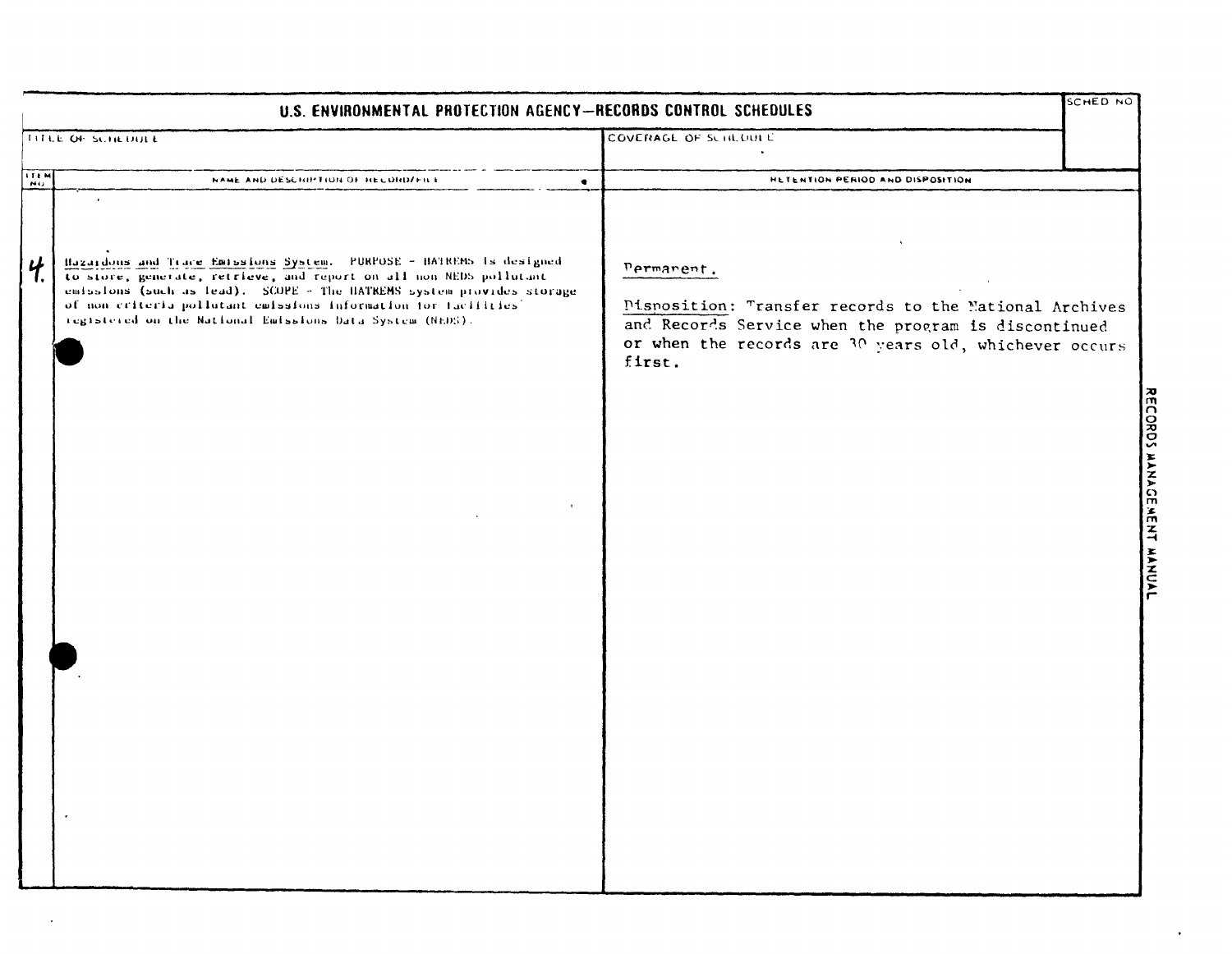# U.S. ENVIRONMENTAL PROTECTION AGENCY—RECORDS CONTROL SCHEDULES

| TITLE OF SCHEDULE | COVERAGE OF SCHEDULE | SCHED NO |
|---|---|---|
| | | |

| ITEM NO | NAME AND DESCRIPTION OF RECORD/FILE | RETENTION PERIOD AND DISPOSITION |
|---|---|---|
| 4. | Hazardous and Trace Emissions System. PURPOSE - HATREMS is designed to store, generate, retrieve, and report on all non NEDS pollutant emissions (such as lead). SCOPE - The HATREMS system provides storage of non criteria pollutant emissions information for facilities registered on the National Emissions Data System (NEDS). | Permanent.<br><br>Disposition: Transfer records to the National Archives and Records Service when the program is discontinued or when the records are 30 years old, whichever occurs first. |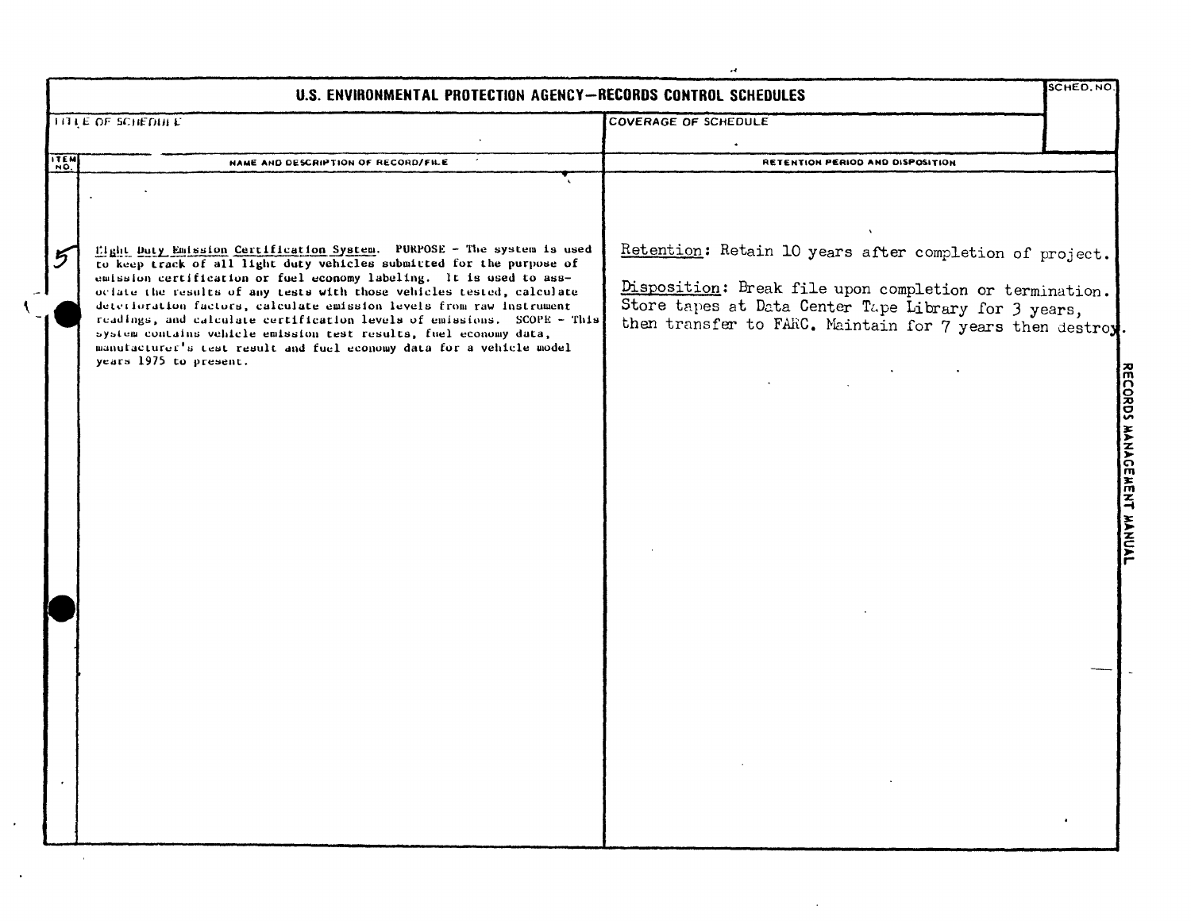# U.S. ENVIRONMENTAL PROTECTION AGENCY—RECORDS CONTROL SCHEDULES

| TITLE OF SCHEDULE | COVERAGE OF SCHEDULE | SCHED. NO. |
|---|---|---|
| | | |

| ITEM NO. | NAME AND DESCRIPTION OF RECORD/FILE | RETENTION PERIOD AND DISPOSITION |
|---|---|---|
| 5 | Light Duty Emission Certification System. PURPOSE - The system is used to keep track of all light duty vehicles submitted for the purpose of emission certification or fuel economy labeling. It is used to associate the results of any tests with those vehicles tested, calculate deterioration factors, calculate emission levels from raw instrument readings, and calculate certification levels of emissions. SCOPE - This system contains vehicle emission test results, fuel economy data, manufacturer's test result and fuel economy data for a vehicle model years 1975 to present. | Retention: Retain 10 years after completion of project.<br><br>Disposition: Break file upon completion or termination. Store tapes at Data Center Tape Library for 3 years, then transfer to FARC. Maintain for 7 years then destroy. |

RECORDS MANAGEMENT MANUAL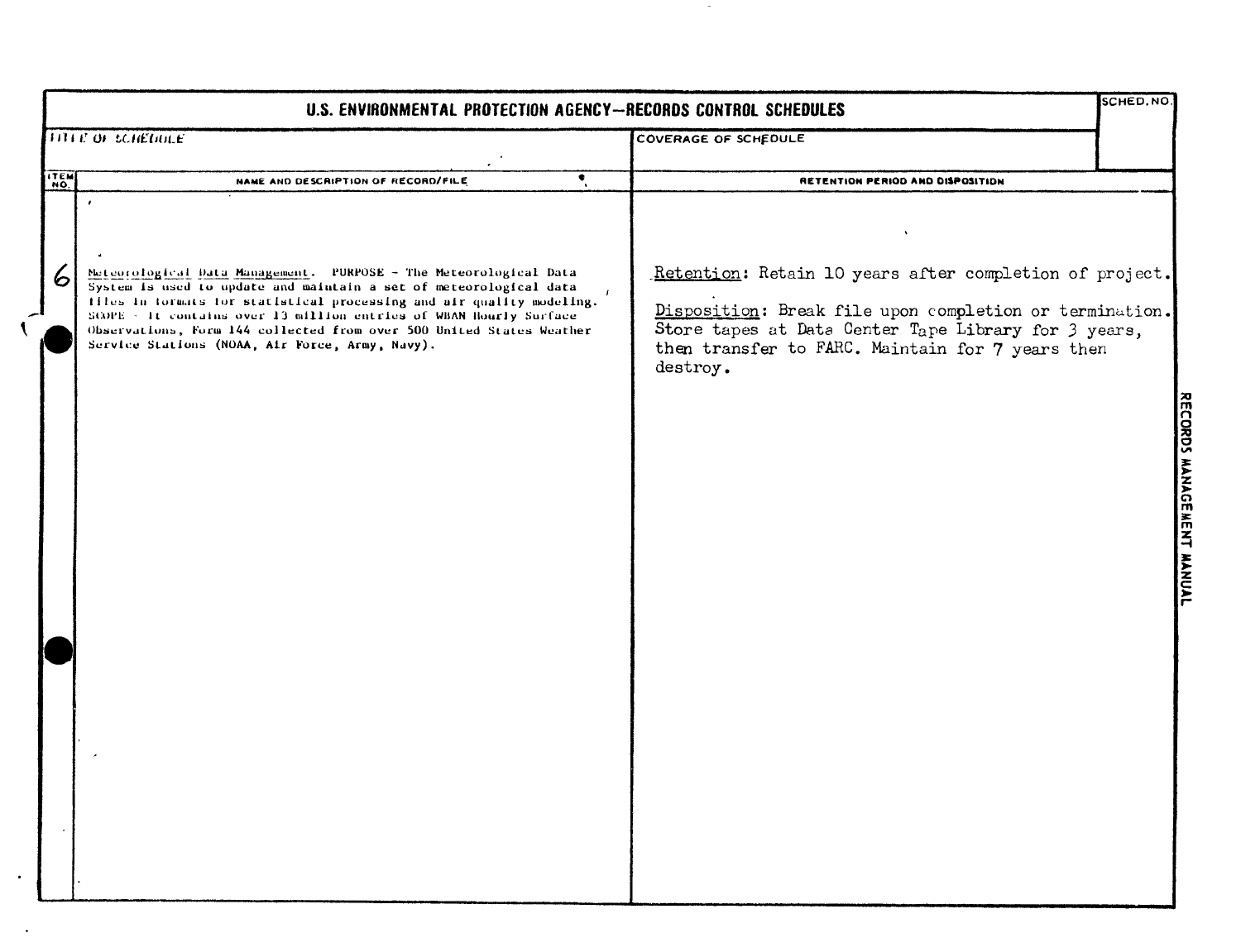# U.S. ENVIRONMENTAL PROTECTION AGENCY—RECORDS CONTROL SCHEDULES

| TITLE OF SCHEDULE | COVERAGE OF SCHEDULE | SCHED. NO. |
|---|---|---|
| | | |

| ITEM NO. | NAME AND DESCRIPTION OF RECORD/FILE | RETENTION PERIOD AND DISPOSITION |
|---|---|---|
| 6 | Meteorological Data Management. PURPOSE - The Meteorological Data System is used to update and maintain a set of meteorological data files in formats for statistical processing and air quality modeling. SCOPE - It contains over 13 million entries of WBAN Hourly Surface Observations, Form 144 collected from over 500 United States Weather Service Stations (NOAA, Air Force, Army, Navy). | Retention: Retain 10 years after completion of project.<br><br>Disposition: Break file upon completion or termination. Store tapes at Data Center Tape Library for 3 years, then transfer to FARC. Maintain for 7 years then destroy. |

RECORDS MANAGEMENT MANUAL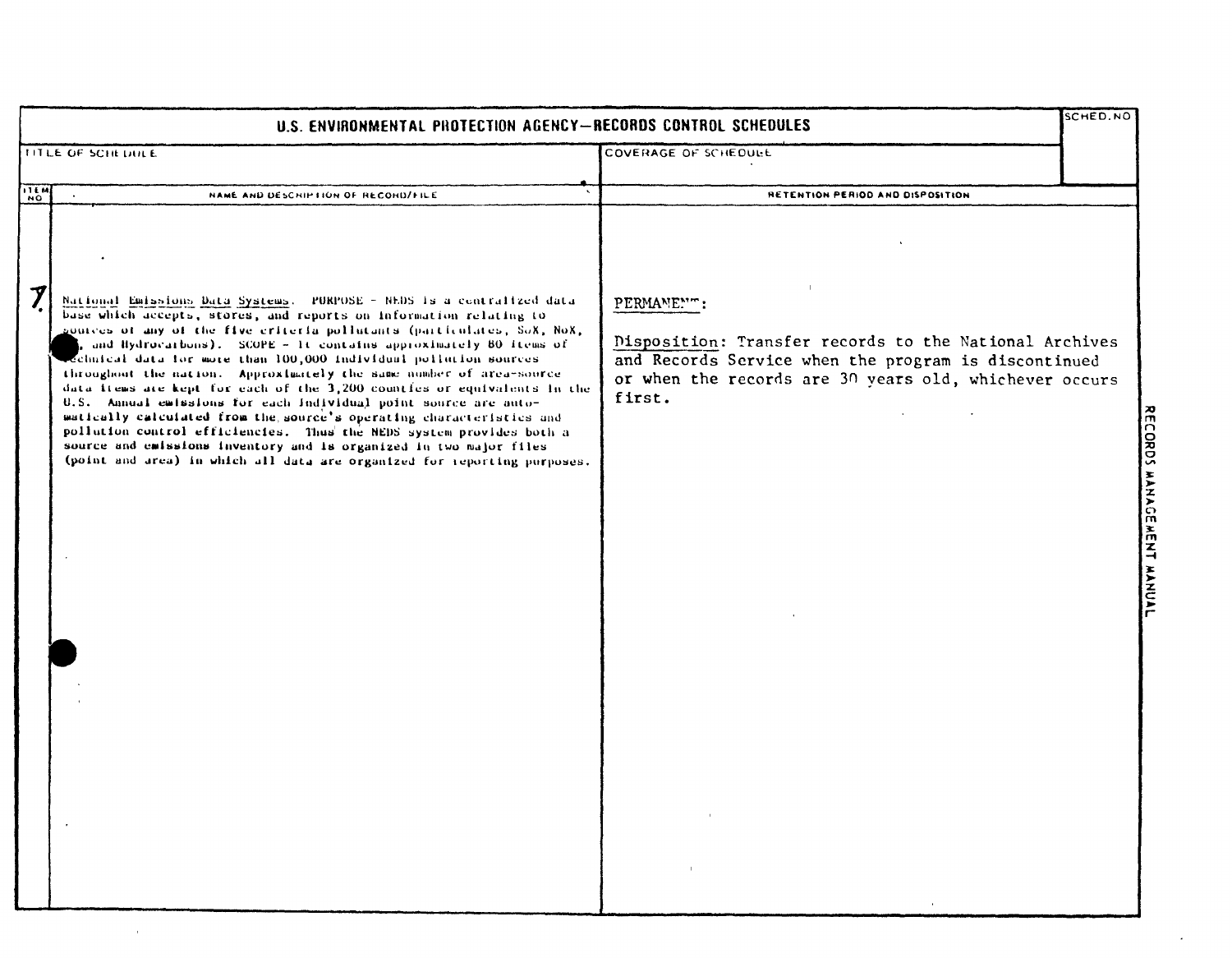# U.S. ENVIRONMENTAL PROTECTION AGENCY—RECORDS CONTROL SCHEDULES

| TITLE OF SCHEDULE | COVERAGE OF SCHEDULE | SCHED. NO |
|---|---|---|
| | | |

| ITEM NO | NAME AND DESCRIPTION OF RECORD/FILE | RETENTION PERIOD AND DISPOSITION |
|---|---|---|
| 7 | National Emissions Data Systems. PURPOSE - NEDS is a centralized data base which accepts, stores, and reports on information relating to sources of any of the five criteria pollutants (particulates, SoX, NoX, CO, and Hydrocarbons). SCOPE - It contains approximately 80 items of technical data for more than 100,000 individual pollution sources throughout the nation. Approximately the same number of area-source data items are kept for each of the 3,200 counties or equivalents in the U.S. Annual emissions for each individual point source are automatically calculated from the source's operating characteristics and pollution control efficiencies. Thus the NEDS system provides both a source and emissions inventory and is organized in two major files (point and area) in which all data are organized for reporting purposes. | PERMANENT: <br><br> Disposition: Transfer records to the National Archives and Records Service when the program is discontinued or when the records are 30 years old, whichever occurs first. |

RECORDS MANAGEMENT MANUAL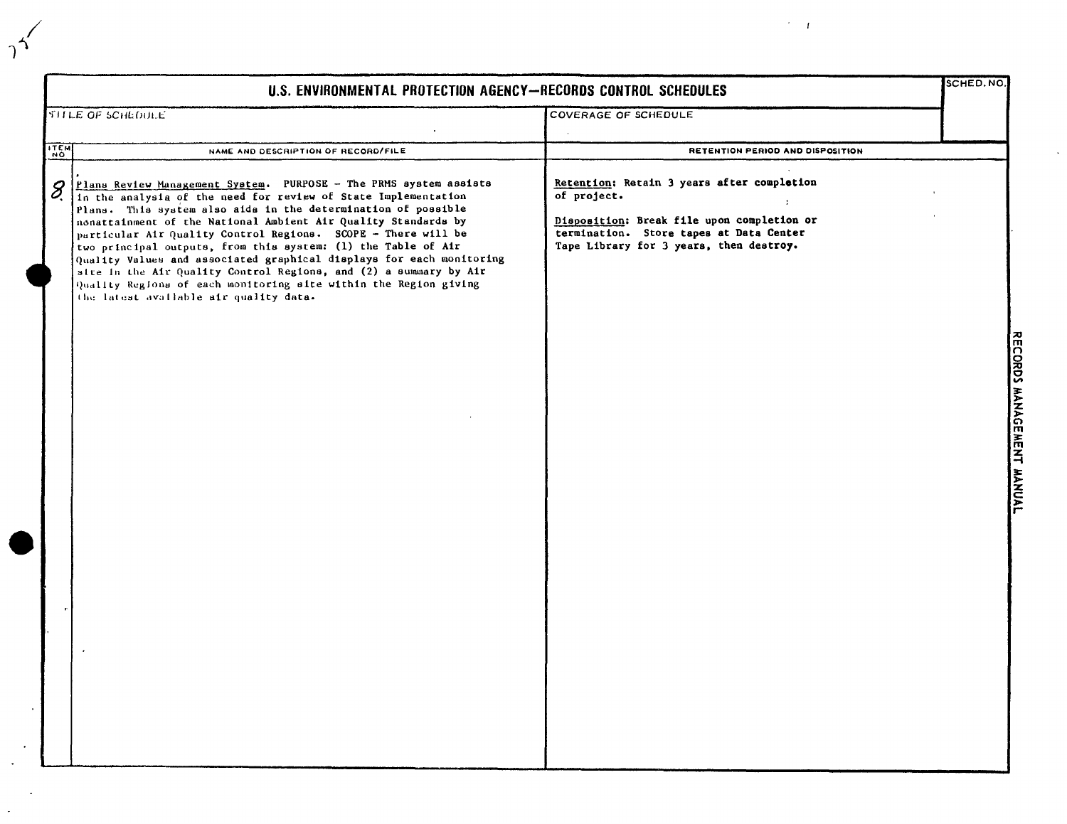# U.S. ENVIRONMENTAL PROTECTION AGENCY—RECORDS CONTROL SCHEDULES

| TITLE OF SCHEDULE | COVERAGE OF SCHEDULE | SCHED. NO. |
|---|---|---|
| | | |

| ITEM NO | NAME AND DESCRIPTION OF RECORD/FILE | RETENTION PERIOD AND DISPOSITION |
|---|---|---|
| 8. | Plans Review Management System. PURPOSE - The PRMS system assists in the analysis of the need for review of State Implementation Plans. This system also aids in the determination of possible nonattainment of the National Ambient Air Quality Standards by particular Air Quality Control Regions. SCOPE - There will be two principal outputs, from this system: (1) the Table of Air Quality Values and associated graphical displays for each monitoring site in the Air Quality Control Regions, and (2) a summary by Air Quality Regions of each monitoring site within the Region giving the latest available air quality data. | Retention: Retain 3 years after completion of project.<br><br>Disposition: Break file upon completion or termination. Store tapes at Data Center Tape Library for 3 years, then destroy. |

RECORDS MANAGEMENT MANUAL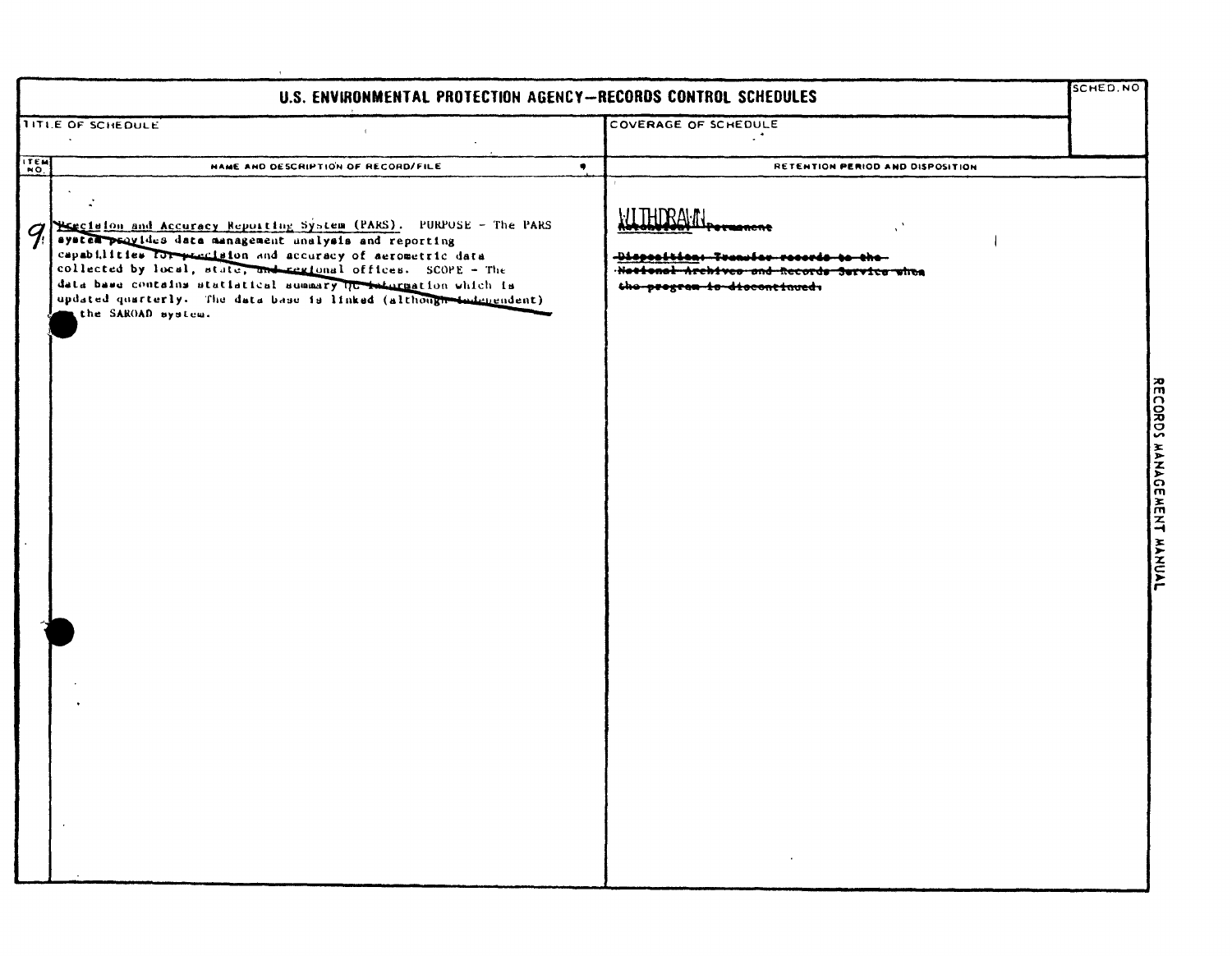# U.S. ENVIRONMENTAL PROTECTION AGENCY—RECORDS CONTROL SCHEDULES

| TITLE OF SCHEDULE | COVERAGE OF SCHEDULE | SCHED. NO |
|---|---|---|
| | | |

| ITEM NO. | NAME AND DESCRIPTION OF RECORD/FILE | RETENTION PERIOD AND DISPOSITION |
|---|---|---|
| 9 | ~~Precision and Accuracy Reporting System (PARS). PURPOSE - The PARS system provides data management analysis and reporting capabilities for precision and accuracy of aerometric data collected by local, state, and regional offices. SCOPE - The data base contains statistical summary QC information which is updated quarterly. The data base is linked (although independent) to the SAROAD system.~~ | WITHDRAWN ~~Retention: Permanent~~<br><br>~~Disposition: Transfer records to the National Archives and Records Service when the program is discontinued.~~ |

RECORDS MANAGEMENT MANUAL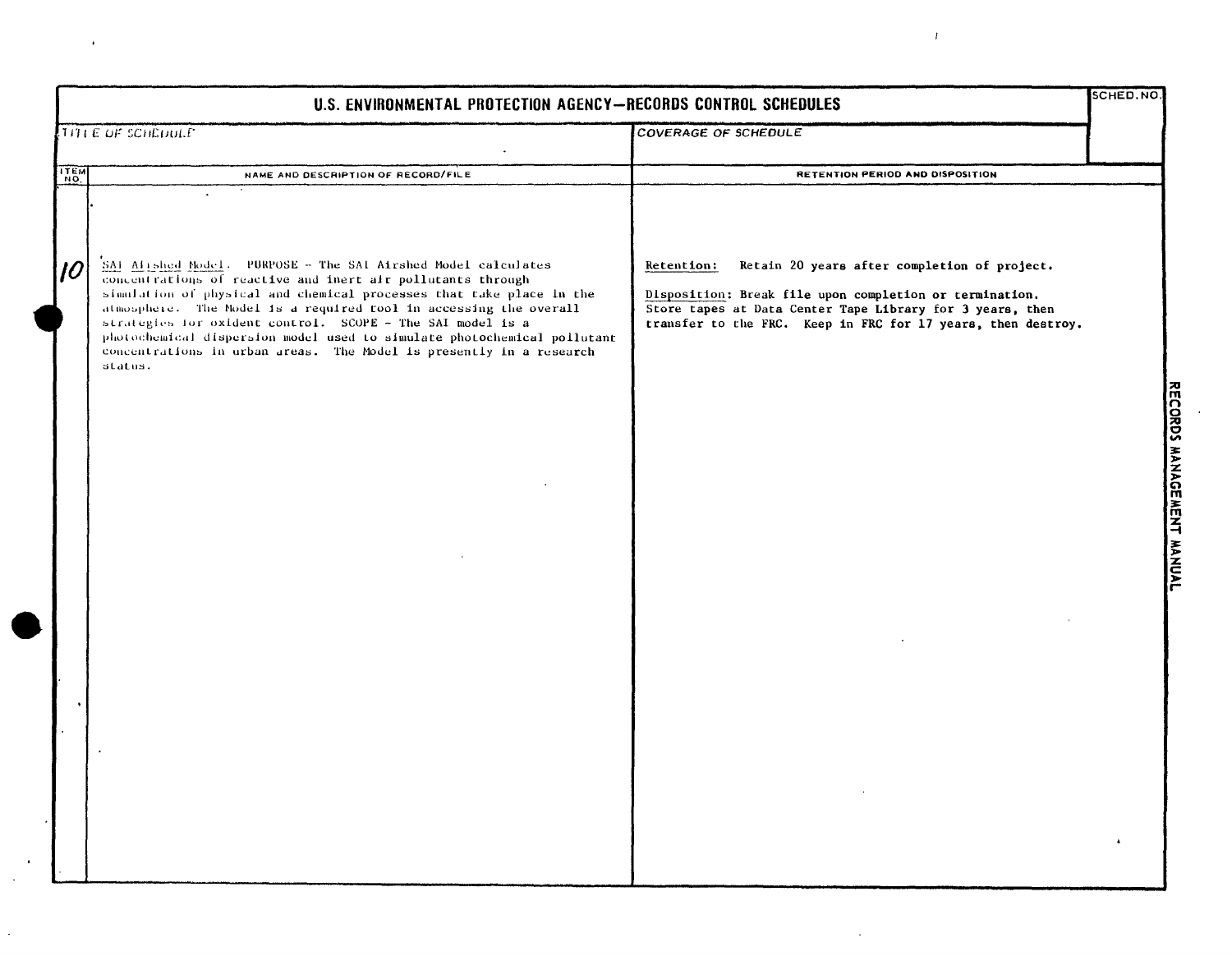# U.S. ENVIRONMENTAL PROTECTION AGENCY—RECORDS CONTROL SCHEDULES

| TITLE OF SCHEDULE | COVERAGE OF SCHEDULE | SCHED. NO. |
|---|---|---|
| | | |

| ITEM NO. | NAME AND DESCRIPTION OF RECORD/FILE | RETENTION PERIOD AND DISPOSITION |
|---|---|---|
| 10 | SAI Airshed Model. PURPOSE - The SAI Airshed Model calculates concentrations of reactive and inert air pollutants through simulation of physical and chemical processes that take place in the atmosphere. The Model is a required tool in accessing the overall strategies for oxident control. SCOPE - The SAI model is a photochemical dispersion model used to simulate photochemical pollutant concentrations in urban areas. The Model is presently in a research status. | **Retention:** Retain 20 years after completion of project.<br><br>**Disposition:** Break file upon completion or termination. Store tapes at Data Center Tape Library for 3 years, then transfer to the FRC. Keep in FRC for 17 years, then destroy. |

RECORDS MANAGEMENT MANUAL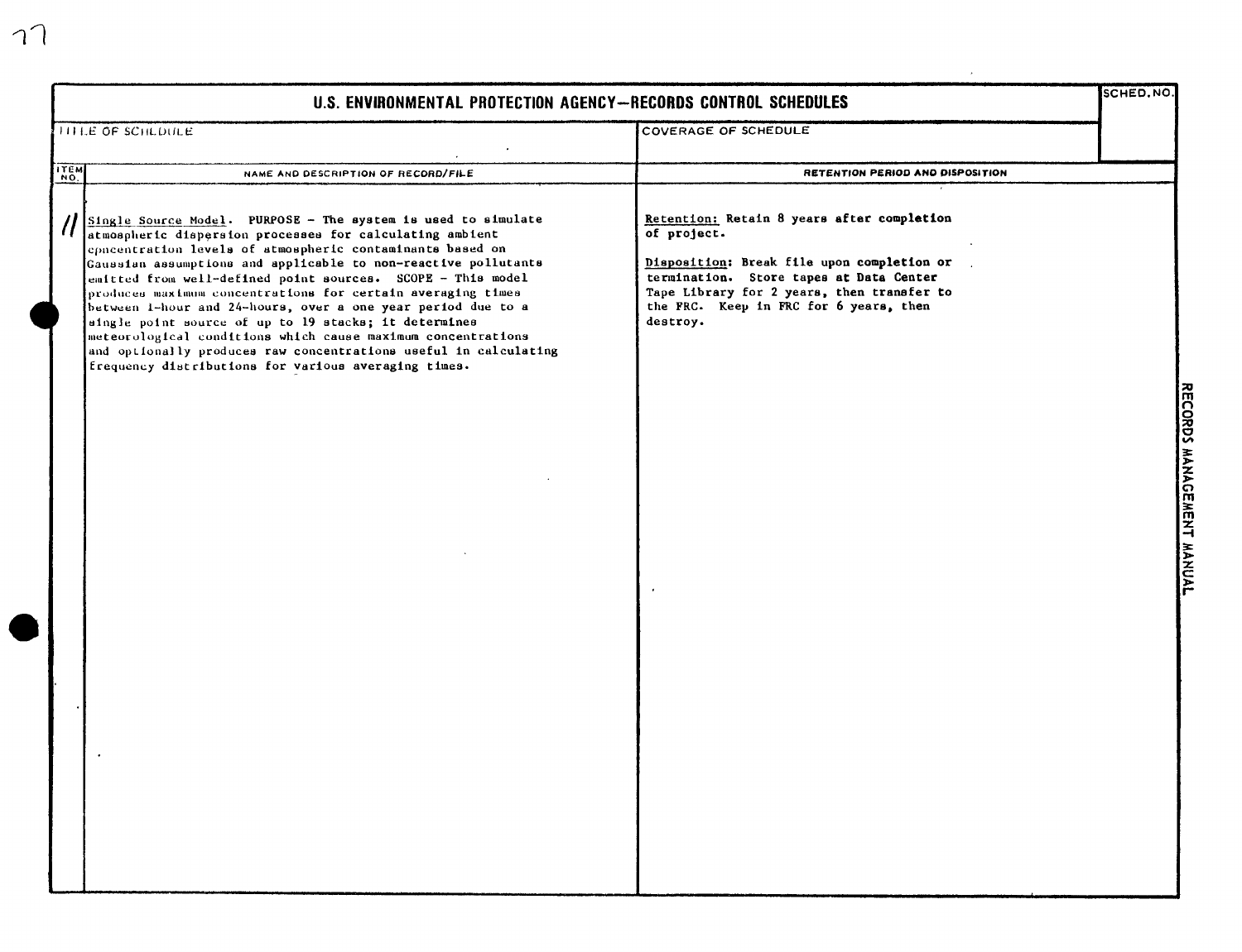# U.S. ENVIRONMENTAL PROTECTION AGENCY—RECORDS CONTROL SCHEDULES

| TITLE OF SCHEDULE | COVERAGE OF SCHEDULE | SCHED. NO. |
|---|---|---|
| | | |

| ITEM NO. | NAME AND DESCRIPTION OF RECORD/FILE | RETENTION PERIOD AND DISPOSITION |
|---|---|---|
| 11 | Single Source Model. PURPOSE - The system is used to simulate atmospheric dispersion processes for calculating ambient concentration levels of atmospheric contaminants based on Gaussian assumptions and applicable to non-reactive pollutants emitted from well-defined point sources. SCOPE - This model produces maximum concentrations for certain averaging times between 1-hour and 24-hours, over a one year period due to a single point source of up to 19 stacks; it determines meteorological conditions which cause maximum concentrations and optionally produces raw concentrations useful in calculating frequency distributions for various averaging times. | Retention: Retain 8 years after completion of project.<br><br>Disposition: Break file upon completion or termination. Store tapes at Data Center Tape Library for 2 years, then transfer to the FRC. Keep in FRC for 6 years, then destroy. |

RECORDS MANAGEMENT MANUAL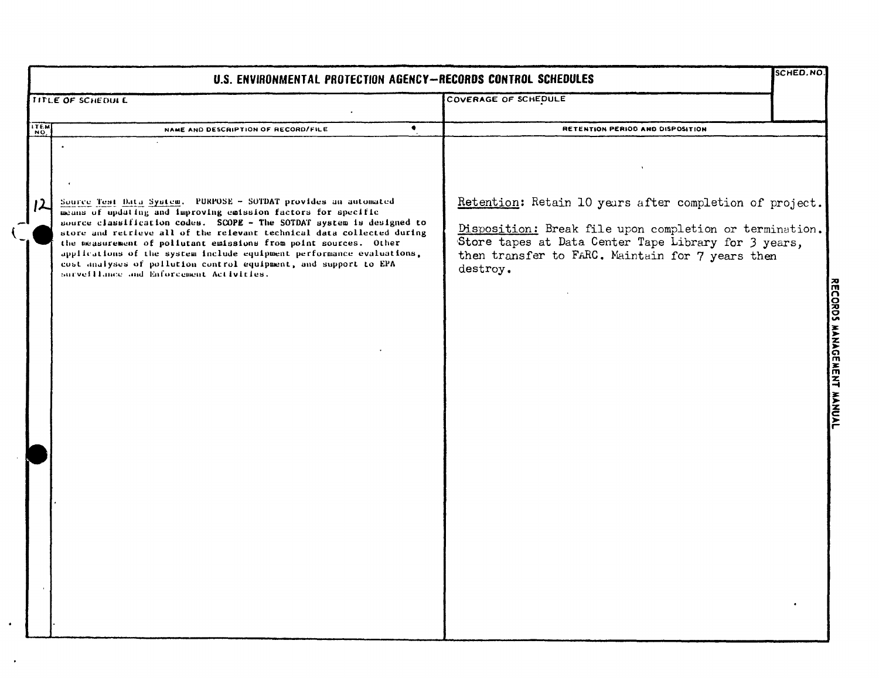# U.S. ENVIRONMENTAL PROTECTION AGENCY—RECORDS CONTROL SCHEDULES

| TITLE OF SCHEDULE | COVERAGE OF SCHEDULE | SCHED. NO. |
|---|---|---|
| | | |

| ITEM NO. | NAME AND DESCRIPTION OF RECORD/FILE | RETENTION PERIOD AND DISPOSITION |
|---|---|---|
| 12 | Source Test Data System. PURPOSE - SOTDAT provides an automated means of updating and improving emission factors for specific source classification codes. SCOPE - The SOTDAT system is designed to store and retrieve all of the relevant technical data collected during the measurement of pollutant emissions from point sources. Other applications of the system include equipment performance evaluations, cost analyses of pollution control equipment, and support to EPA surveillance and Enforcement Activities. | Retention: Retain 10 years after completion of project.<br><br>Disposition: Break file upon completion or termination. Store tapes at Data Center Tape Library for 3 years, then transfer to FARC. Maintain for 7 years then destroy. |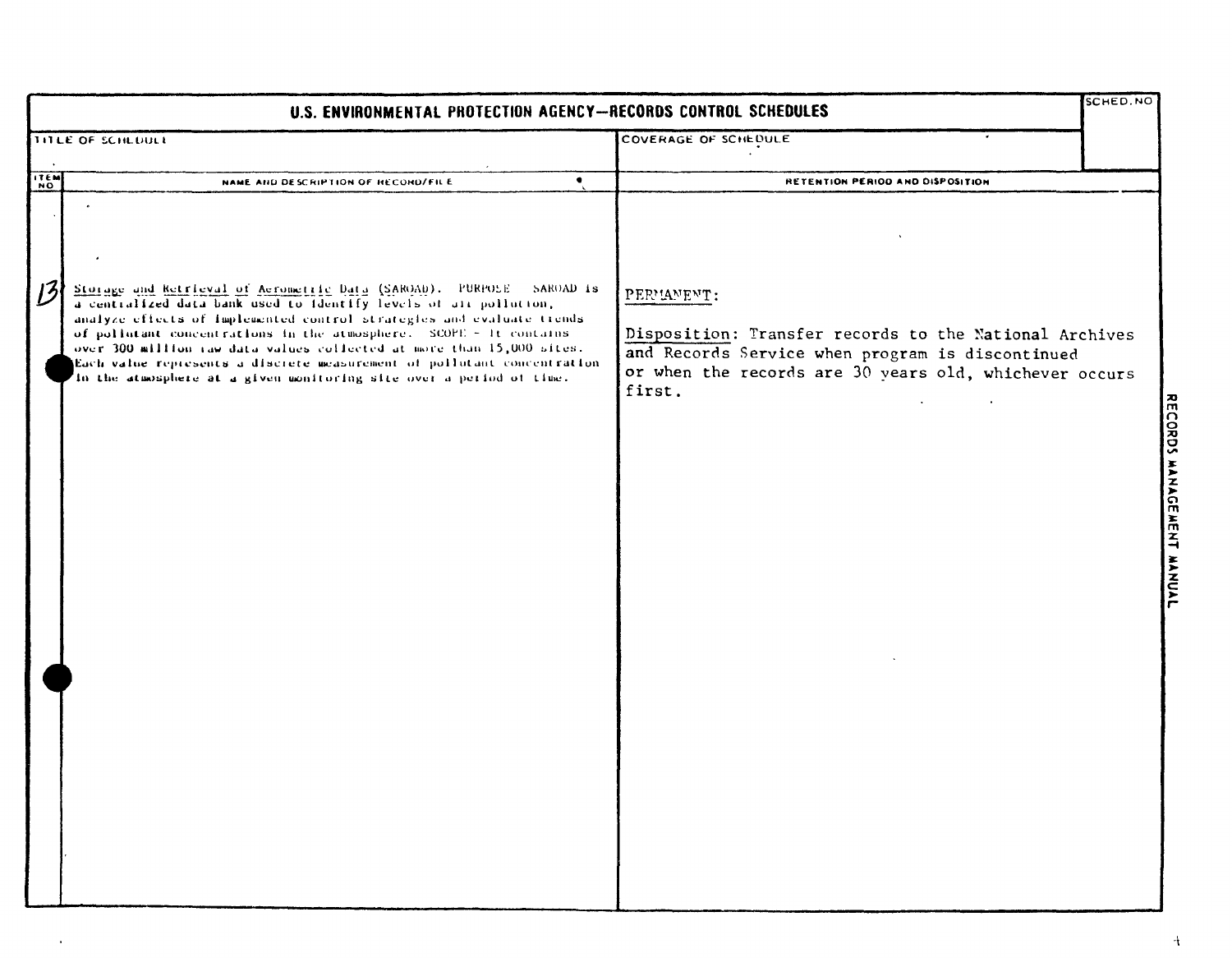# U.S. ENVIRONMENTAL PROTECTION AGENCY—RECORDS CONTROL SCHEDULES

| TITLE OF SCHEDULE | COVERAGE OF SCHEDULE | SCHED. NO |
|---|---|---|
| | | |

| ITEM NO | NAME AND DESCRIPTION OF RECORD/FILE | RETENTION PERIOD AND DISPOSITION |
|---|---|---|
| 13 | Storage and Retrieval of Aerometric Data (SAROAD). PURPOSE - SAROAD is a centralized data bank used to identify levels of air pollution, analyze effects of implemented control strategies and evaluate trends of pollutant concentrations in the atmosphere. SCOPE - It contains over 300 million raw data values collected at more than 15,000 sites. Each value represents a discrete measurement of pollutant concentration in the atmosphere at a given monitoring site over a period of time. | PERMANENT: <br><br> Disposition: Transfer records to the National Archives and Records Service when program is discontinued or when the records are 30 years old, whichever occurs first. |

RECORDS MANAGEMENT MANUAL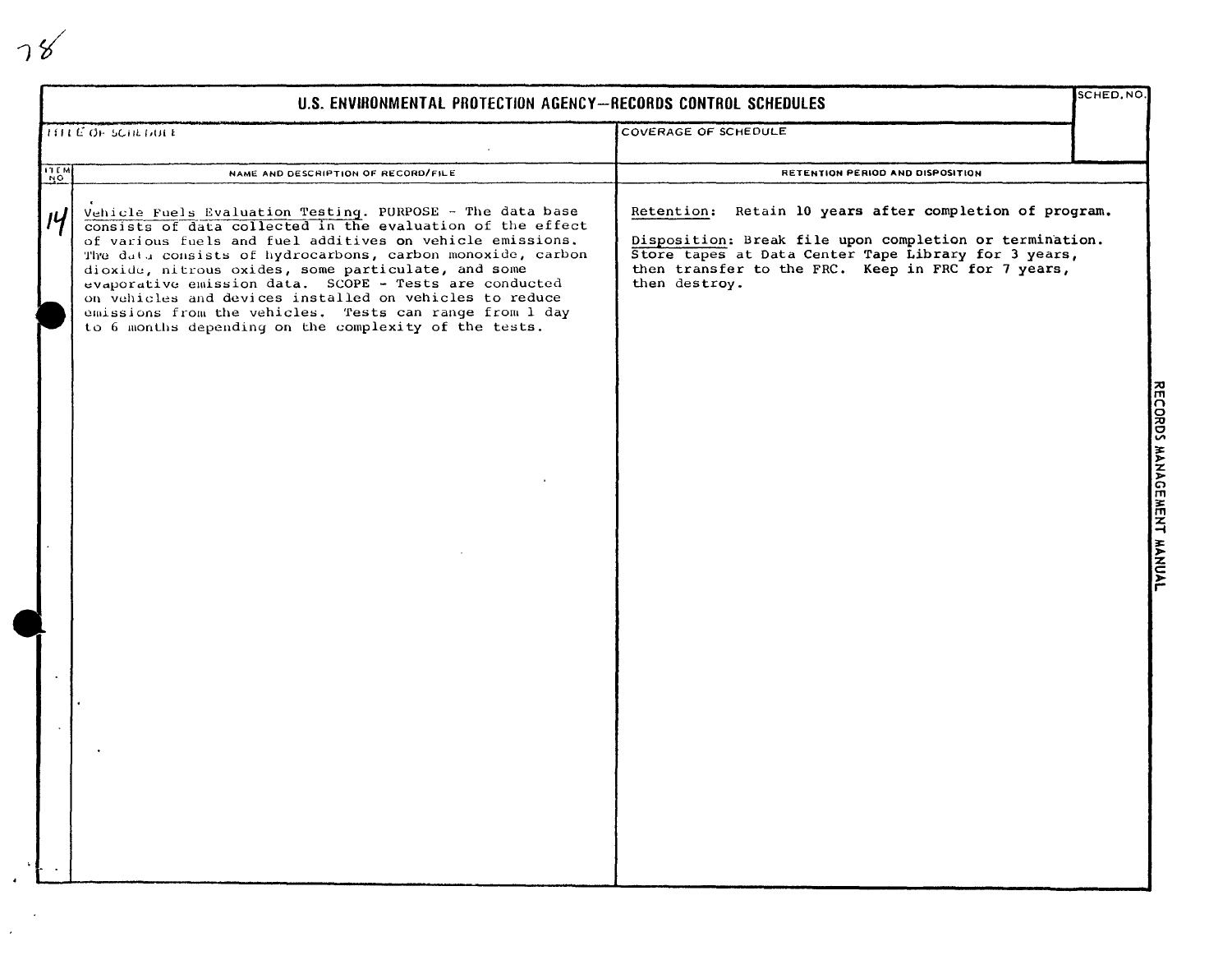# U.S. ENVIRONMENTAL PROTECTION AGENCY—RECORDS CONTROL SCHEDULES

| TITLE OF SCHEDULE | COVERAGE OF SCHEDULE | SCHED. NO. |
|---|---|---|
| | | |

| ITEM NO. | NAME AND DESCRIPTION OF RECORD/FILE | RETENTION PERIOD AND DISPOSITION |
|---|---|---|
| 14 | Vehicle Fuels Evaluation Testing. PURPOSE - The data base consists of data collected in the evaluation of the effect of various fuels and fuel additives on vehicle emissions. The data consists of hydrocarbons, carbon monoxide, carbon dioxide, nitrous oxides, some particulate, and some evaporative emission data. SCOPE - Tests are conducted on vehicles and devices installed on vehicles to reduce emissions from the vehicles. Tests can range from 1 day to 6 months depending on the complexity of the tests. | Retention: Retain 10 years after completion of program.<br><br>Disposition: Break file upon completion or termination. Store tapes at Data Center Tape Library for 3 years, then transfer to the FRC. Keep in FRC for 7 years, then destroy. |

RECORDS MANAGEMENT MANUAL